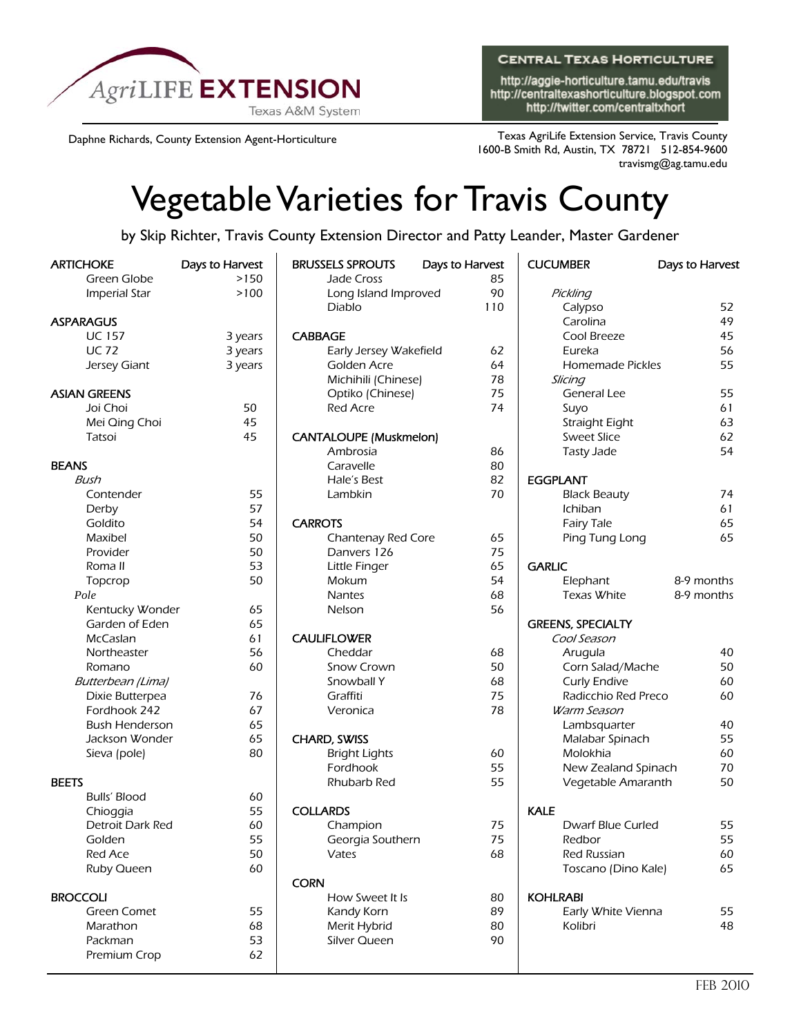AgriLIFE EXTENSION
Texas A&M System

**CENTRAL TEXAS HORTICULTURE**
http://aggie-horticulture.tamu.edu/travis
http://centraltexashorticulture.blogspot.com
http://twitter.com/centraltxhort

Daphne Richards, County Extension Agent-Horticulture

Texas AgriLife Extension Service, Travis County
1600-B Smith Rd, Austin, TX 78721 512-854-9600
travismg@ag.tamu.edu

# Vegetable Varieties for Travis County

by Skip Richter, Travis County Extension Director and Patty Leander, Master Gardener

| ARTICHOKE | Days to Harvest |
|---|---|
| Green Globe | >150 |
| Imperial Star | >100 |

| ASPARAGUS | |
|---|---|
| UC 157 | 3 years |
| UC 72 | 3 years |
| Jersey Giant | 3 years |

| ASIAN GREENS | |
|---|---|
| Joi Choi | 50 |
| Mei Qing Choi | 45 |
| Tatsoi | 45 |

| BEANS | |
|---|---|
| *Bush* | |
| Contender | 55 |
| Derby | 57 |
| Goldito | 54 |
| Maxibel | 50 |
| Provider | 50 |
| Roma II | 53 |
| Topcrop | 50 |
| *Pole* | |
| Kentucky Wonder | 65 |
| Garden of Eden | 65 |
| McCaslan | 61 |
| Northeaster | 56 |
| Romano | 60 |
| *Butterbean (Lima)* | |
| Dixie Butterpea | 76 |
| Fordhook 242 | 67 |
| Bush Henderson | 65 |
| Jackson Wonder | 65 |
| Sieva (pole) | 80 |

| BEETS | |
|---|---|
| Bulls' Blood | 60 |
| Chioggia | 55 |
| Detroit Dark Red | 60 |
| Golden | 55 |
| Red Ace | 50 |
| Ruby Queen | 60 |

| BROCCOLI | |
|---|---|
| Green Comet | 55 |
| Marathon | 68 |
| Packman | 53 |
| Premium Crop | 62 |

| BRUSSELS SPROUTS | Days to Harvest |
|---|---|
| Jade Cross | 85 |
| Long Island Improved | 90 |
| Diablo | 110 |

| CABBAGE | |
|---|---|
| Early Jersey Wakefield | 62 |
| Golden Acre | 64 |
| Michihili (Chinese) | 78 |
| Optiko (Chinese) | 75 |
| Red Acre | 74 |

| CANTALOUPE (Muskmelon) | |
|---|---|
| Ambrosia | 86 |
| Caravelle | 80 |
| Hale's Best | 82 |
| Lambkin | 70 |

| CARROTS | |
|---|---|
| Chantenay Red Core | 65 |
| Danvers 126 | 75 |
| Little Finger | 65 |
| Mokum | 54 |
| Nantes | 68 |
| Nelson | 56 |

| CAULIFLOWER | |
|---|---|
| Cheddar | 68 |
| Snow Crown | 50 |
| Snowball Y | 68 |
| Graffiti | 75 |
| Veronica | 78 |

| CHARD, SWISS | |
|---|---|
| Bright Lights | 60 |
| Fordhook | 55 |
| Rhubarb Red | 55 |

| COLLARDS | |
|---|---|
| Champion | 75 |
| Georgia Southern | 75 |
| Vates | 68 |

| CORN | |
|---|---|
| How Sweet It Is | 80 |
| Kandy Korn | 89 |
| Merit Hybrid | 80 |
| Silver Queen | 90 |

| CUCUMBER | Days to Harvest |
|---|---|
| *Pickling* | |
| Calypso | 52 |
| Carolina | 49 |
| Cool Breeze | 45 |
| Eureka | 56 |
| Homemade Pickles | 55 |
| *Slicing* | |
| General Lee | 55 |
| Suyo | 61 |
| Straight Eight | 63 |
| Sweet Slice | 62 |
| Tasty Jade | 54 |

| EGGPLANT | |
|---|---|
| Black Beauty | 74 |
| Ichiban | 61 |
| Fairy Tale | 65 |
| Ping Tung Long | 65 |

| GARLIC | |
|---|---|
| Elephant | 8-9 months |
| Texas White | 8-9 months |

| GREENS, SPECIALTY | |
|---|---|
| *Cool Season* | |
| Arugula | 40 |
| Corn Salad/Mache | 50 |
| Curly Endive | 60 |
| Radicchio Red Preco | 60 |
| *Warm Season* | |
| Lambsquarter | 40 |
| Malabar Spinach | 55 |
| Molokhia | 60 |
| New Zealand Spinach | 70 |
| Vegetable Amaranth | 50 |

| KALE | |
|---|---|
| Dwarf Blue Curled | 55 |
| Redbor | 55 |
| Red Russian | 60 |
| Toscano (Dino Kale) | 65 |

| KOHLRABI | |
|---|---|
| Early White Vienna | 55 |
| Kolibri | 48 |

FEB 2010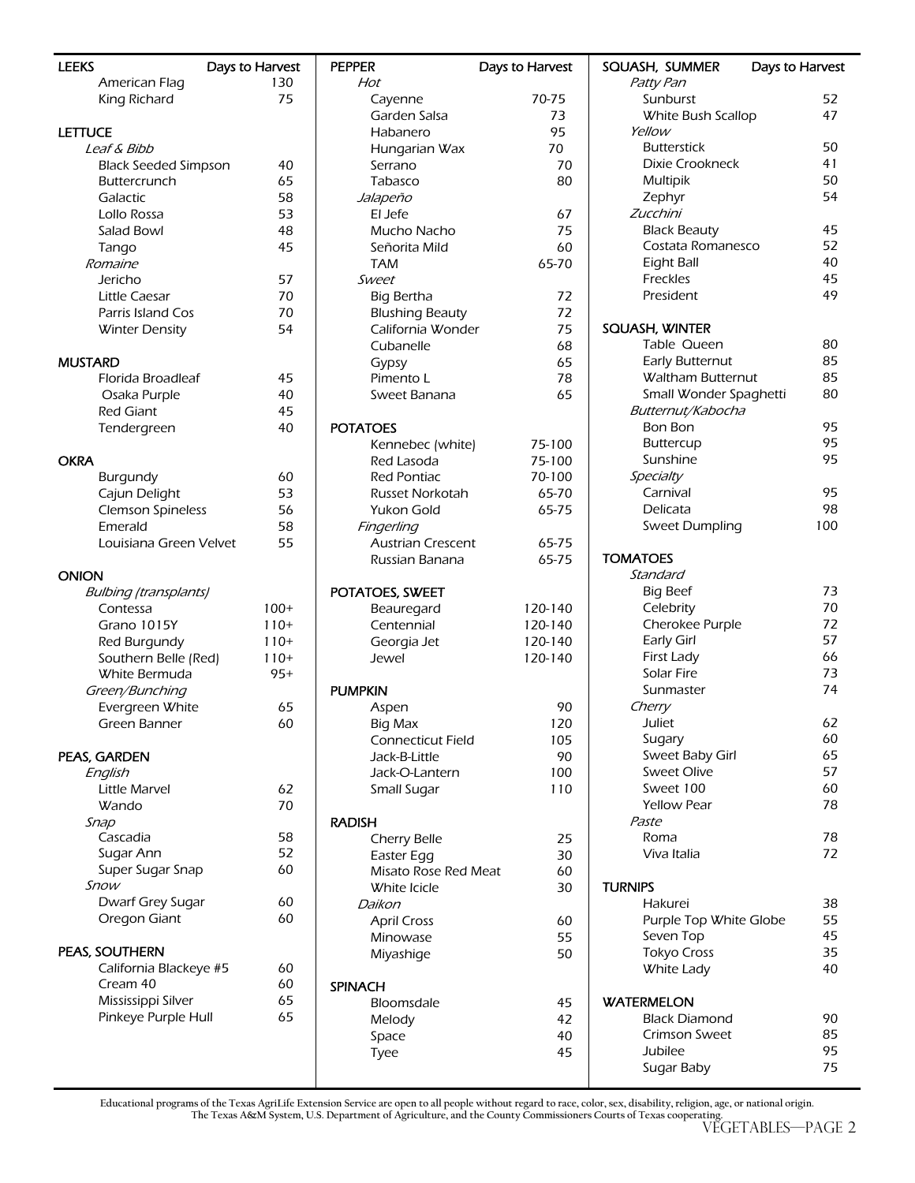| LEEKS | Days to Harvest |
|---|---|
| American Flag | 130 |
| King Richard | 75 |

| LETTUCE | |
|---|---|
| *Leaf & Bibb* | |
| Black Seeded Simpson | 40 |
| Buttercrunch | 65 |
| Galactic | 58 |
| Lollo Rossa | 53 |
| Salad Bowl | 48 |
| Tango | 45 |
| *Romaine* | |
| Jericho | 57 |
| Little Caesar | 70 |
| Parris Island Cos | 70 |
| Winter Density | 54 |

| MUSTARD | |
|---|---|
| Florida Broadleaf | 45 |
| Osaka Purple | 40 |
| Red Giant | 45 |
| Tendergreen | 40 |

| OKRA | |
|---|---|
| Burgundy | 60 |
| Cajun Delight | 53 |
| Clemson Spineless | 56 |
| Emerald | 58 |
| Louisiana Green Velvet | 55 |

| ONION | |
|---|---|
| *Bulbing (transplants)* | |
| Contessa | 100+ |
| Grano 1015Y | 110+ |
| Red Burgundy | 110+ |
| Southern Belle (Red) | 110+ |
| White Bermuda | 95+ |
| *Green/Bunching* | |
| Evergreen White | 65 |
| Green Banner | 60 |

| PEAS, GARDEN | |
|---|---|
| *English* | |
| Little Marvel | 62 |
| Wando | 70 |
| *Snap* | |
| Cascadia | 58 |
| Sugar Ann | 52 |
| Super Sugar Snap | 60 |
| *Snow* | |
| Dwarf Grey Sugar | 60 |
| Oregon Giant | 60 |

| PEAS, SOUTHERN | |
|---|---|
| California Blackeye #5 | 60 |
| Cream 40 | 60 |
| Mississippi Silver | 65 |
| Pinkeye Purple Hull | 65 |

| PEPPER | Days to Harvest |
|---|---|
| *Hot* | |
| Cayenne | 70-75 |
| Garden Salsa | 73 |
| Habanero | 95 |
| Hungarian Wax | 70 |
| Serrano | 70 |
| Tabasco | 80 |
| *Jalapeño* | |
| El Jefe | 67 |
| Mucho Nacho | 75 |
| Señorita Mild | 60 |
| TAM | 65-70 |
| *Sweet* | |
| Big Bertha | 72 |
| Blushing Beauty | 72 |
| California Wonder | 75 |
| Cubanelle | 68 |
| Gypsy | 65 |
| Pimento L | 78 |
| Sweet Banana | 65 |

| POTATOES | |
|---|---|
| Kennebec (white) | 75-100 |
| Red Lasoda | 75-100 |
| Red Pontiac | 70-100 |
| Russet Norkotah | 65-70 |
| Yukon Gold | 65-75 |
| *Fingerling* | |
| Austrian Crescent | 65-75 |
| Russian Banana | 65-75 |

| POTATOES, SWEET | |
|---|---|
| Beauregard | 120-140 |
| Centennial | 120-140 |
| Georgia Jet | 120-140 |
| Jewel | 120-140 |

| PUMPKIN | |
|---|---|
| Aspen | 90 |
| Big Max | 120 |
| Connecticut Field | 105 |
| Jack-B-Little | 90 |
| Jack-O-Lantern | 100 |
| Small Sugar | 110 |

| RADISH | |
|---|---|
| Cherry Belle | 25 |
| Easter Egg | 30 |
| Misato Rose Red Meat | 60 |
| White Icicle | 30 |
| *Daikon* | |
| April Cross | 60 |
| Minowase | 55 |
| Miyashige | 50 |

| SPINACH | |
|---|---|
| Bloomsdale | 45 |
| Melody | 42 |
| Space | 40 |
| Tyee | 45 |

| SQUASH, SUMMER | Days to Harvest |
|---|---|
| *Patty Pan* | |
| Sunburst | 52 |
| White Bush Scallop | 47 |
| *Yellow* | |
| Butterstick | 50 |
| Dixie Crookneck | 41 |
| Multipik | 50 |
| Zephyr | 54 |
| *Zucchini* | |
| Black Beauty | 45 |
| Costata Romanesco | 52 |
| Eight Ball | 40 |
| Freckles | 45 |
| President | 49 |

| SQUASH, WINTER | |
|---|---|
| Table Queen | 80 |
| Early Butternut | 85 |
| Waltham Butternut | 85 |
| Small Wonder Spaghetti | 80 |
| *Butternut/Kabocha* | |
| Bon Bon | 95 |
| Buttercup | 95 |
| Sunshine | 95 |
| *Specialty* | |
| Carnival | 95 |
| Delicata | 98 |
| Sweet Dumpling | 100 |

| TOMATOES | |
|---|---|
| *Standard* | |
| Big Beef | 73 |
| Celebrity | 70 |
| Cherokee Purple | 72 |
| Early Girl | 57 |
| First Lady | 66 |
| Solar Fire | 73 |
| Sunmaster | 74 |
| *Cherry* | |
| Juliet | 62 |
| Sugary | 60 |
| Sweet Baby Girl | 65 |
| Sweet Olive | 57 |
| Sweet 100 | 60 |
| Yellow Pear | 78 |
| *Paste* | |
| Roma | 78 |
| Viva Italia | 72 |

| TURNIPS | |
|---|---|
| Hakurei | 38 |
| Purple Top White Globe | 55 |
| Seven Top | 45 |
| Tokyo Cross | 35 |
| White Lady | 40 |

| WATERMELON | |
|---|---|
| Black Diamond | 90 |
| Crimson Sweet | 85 |
| Jubilee | 95 |
| Sugar Baby | 75 |

Educational programs of the Texas AgriLife Extension Service are open to all people without regard to race, color, sex, disability, religion, age, or national origin.
The Texas A&M System, U.S. Department of Agriculture, and the County Commissioners Courts of Texas cooperating.